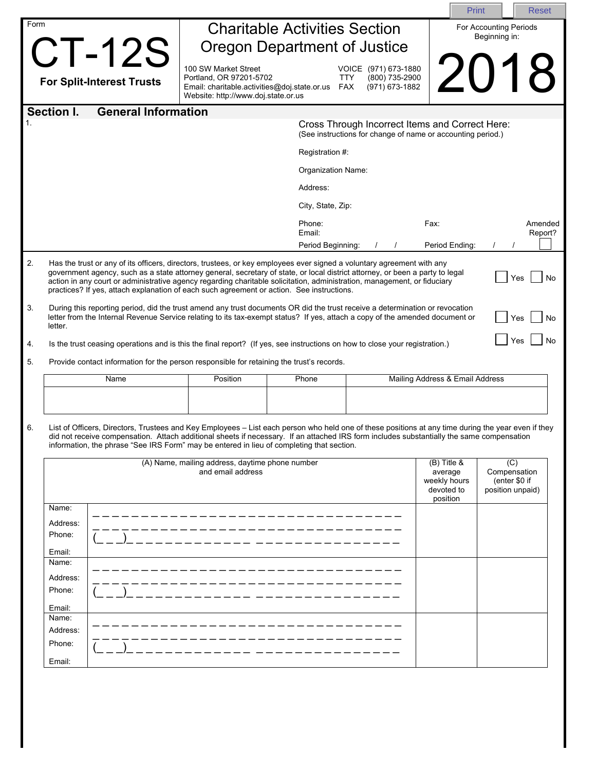Print | Reset

Form

# CT-12S

**For Split-Interest Trusts**

## Charitable Activities Section
## Oregon Department of Justice

100 SW Market Street
Portland, OR 97201-5702
Email: charitable.activities@doj.state.or.us
Website: http://www.doj.state.or.us

VOICE (971) 673-1880
TTY (800) 735-2900
FAX (971) 673-1882

For Accounting Periods Beginning in:

# 2018

## Section I. General Information

1.

Cross Through Incorrect Items and Correct Here:
(See instructions for change of name or accounting period.)

Registration #:

Organization Name:

Address:

City, State, Zip:

Phone:
Email:

Fax:

Amended Report? ☐

Period Beginning: / /

Period Ending: / /

2. Has the trust or any of its officers, directors, trustees, or key employees ever signed a voluntary agreement with any government agency, such as a state attorney general, secretary of state, or local district attorney, or been a party to legal action in any court or administrative agency regarding charitable solicitation, administration, management, or fiduciary practices? If yes, attach explanation of each such agreement or action. See instructions. ☐ Yes ☐ No

3. During this reporting period, did the trust amend any trust documents OR did the trust receive a determination or revocation letter from the Internal Revenue Service relating to its tax-exempt status? If yes, attach a copy of the amended document or letter. ☐ Yes ☐ No

4. Is the trust ceasing operations and is this the final report? (If yes, see instructions on how to close your registration.) ☐ Yes ☐ No

5. Provide contact information for the person responsible for retaining the trust's records.

| Name | Position | Phone | Mailing Address & Email Address |
|---|---|---|---|
| | | | |

6. List of Officers, Directors, Trustees and Key Employees – List each person who held one of these positions at any time during the year even if they did not receive compensation. Attach additional sheets if necessary. If an attached IRS form includes substantially the same compensation information, the phrase "See IRS Form" may be entered in lieu of completing that section.

| (A) Name, mailing address, daytime phone number and email address | | (B) Title & average weekly hours devoted to position | (C) Compensation (enter $0 if position unpaid) |
|---|---|---|---|
| Name:<br>Address:<br>Phone:<br>Email: | ( ) | | |
| Name:<br>Address:<br>Phone:<br>Email: | ( ) | | |
| Name:<br>Address:<br>Phone:<br>Email: | ( ) | | |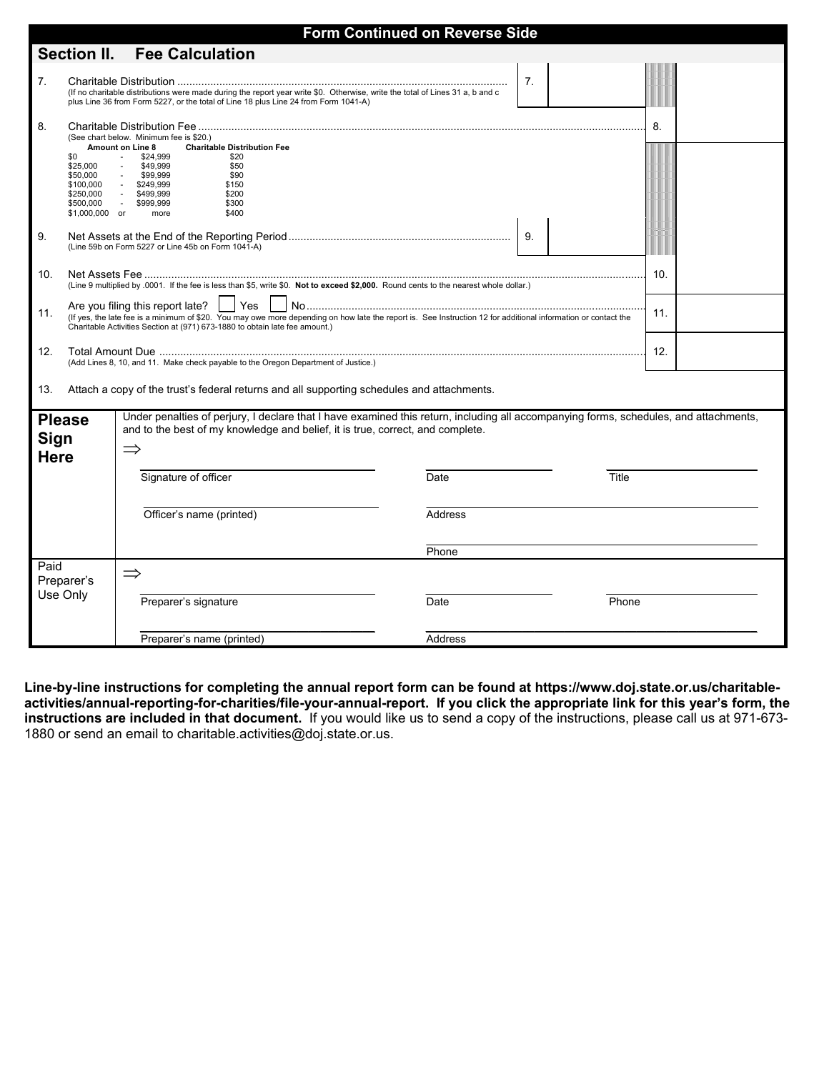**Form Continued on Reverse Side**

## Section II. Fee Calculation

7. Charitable Distribution ............................................................................................................ 7. \_\_\_\_\_\_\_\_
(If no charitable distributions were made during the report year write $0. Otherwise, write the total of Lines 31 a, b and c plus Line 36 from Form 5227, or the total of Line 18 plus Line 24 from Form 1041-A)

8. Charitable Distribution Fee .................................................................................................................................................... 8. \_\_\_\_\_\_\_\_
(See chart below. Minimum fee is $20.)

| Amount on Line 8 | Charitable Distribution Fee |
|---|---|
| $0 - $24,999 | $20 |
| $25,000 - $49,999 | $50 |
| $50,000 - $99,999 | $90 |
| $100,000 - $249,999 | $150 |
| $250,000 - $499,999 | $200 |
| $500,000 - $999,999 | $300 |
| $1,000,000 or more | $400 |

9. Net Assets at the End of the Reporting Period ........................................................................ 9. \_\_\_\_\_\_\_\_
(Line 59b on Form 5227 or Line 45b on Form 1041-A)

10. Net Assets Fee ..................................................................................................................................................................... 10. \_\_\_\_\_\_\_\_
(Line 9 multiplied by .0001. If the fee is less than $5, write $0. **Not to exceed $2,000.** Round cents to the nearest whole dollar.)

11. Are you filing this report late? ☐ Yes ☐ No ................................................................................................................ 11. \_\_\_\_\_\_\_\_
(If yes, the late fee is a minimum of $20. You may owe more depending on how late the report is. See Instruction 12 for additional information or contact the Charitable Activities Section at (971) 673-1880 to obtain late fee amount.)

12. Total Amount Due ................................................................................................................................................................ 12. \_\_\_\_\_\_\_\_
(Add Lines 8, 10, and 11. Make check payable to the Oregon Department of Justice.)

13. Attach a copy of the trust's federal returns and all supporting schedules and attachments.

**Please Sign Here**

Under penalties of perjury, I declare that I have examined this return, including all accompanying forms, schedules, and attachments, and to the best of my knowledge and belief, it is true, correct, and complete.

⇒

Signature of officer \_\_\_\_\_\_\_\_ Date \_\_\_\_\_\_\_\_ Title \_\_\_\_\_\_\_\_

Officer's name (printed) \_\_\_\_\_\_\_\_ Address \_\_\_\_\_\_\_\_

Phone \_\_\_\_\_\_\_\_

**Paid Preparer's Use Only**

⇒

Preparer's signature \_\_\_\_\_\_\_\_ Date \_\_\_\_\_\_\_\_ Phone \_\_\_\_\_\_\_\_

Preparer's name (printed) \_\_\_\_\_\_\_\_ Address \_\_\_\_\_\_\_\_

**Line-by-line instructions for completing the annual report form can be found at https://www.doj.state.or.us/charitable-activities/annual-reporting-for-charities/file-your-annual-report. If you click the appropriate link for this year's form, the instructions are included in that document.** If you would like us to send a copy of the instructions, please call us at 971-673-1880 or send an email to charitable.activities@doj.state.or.us.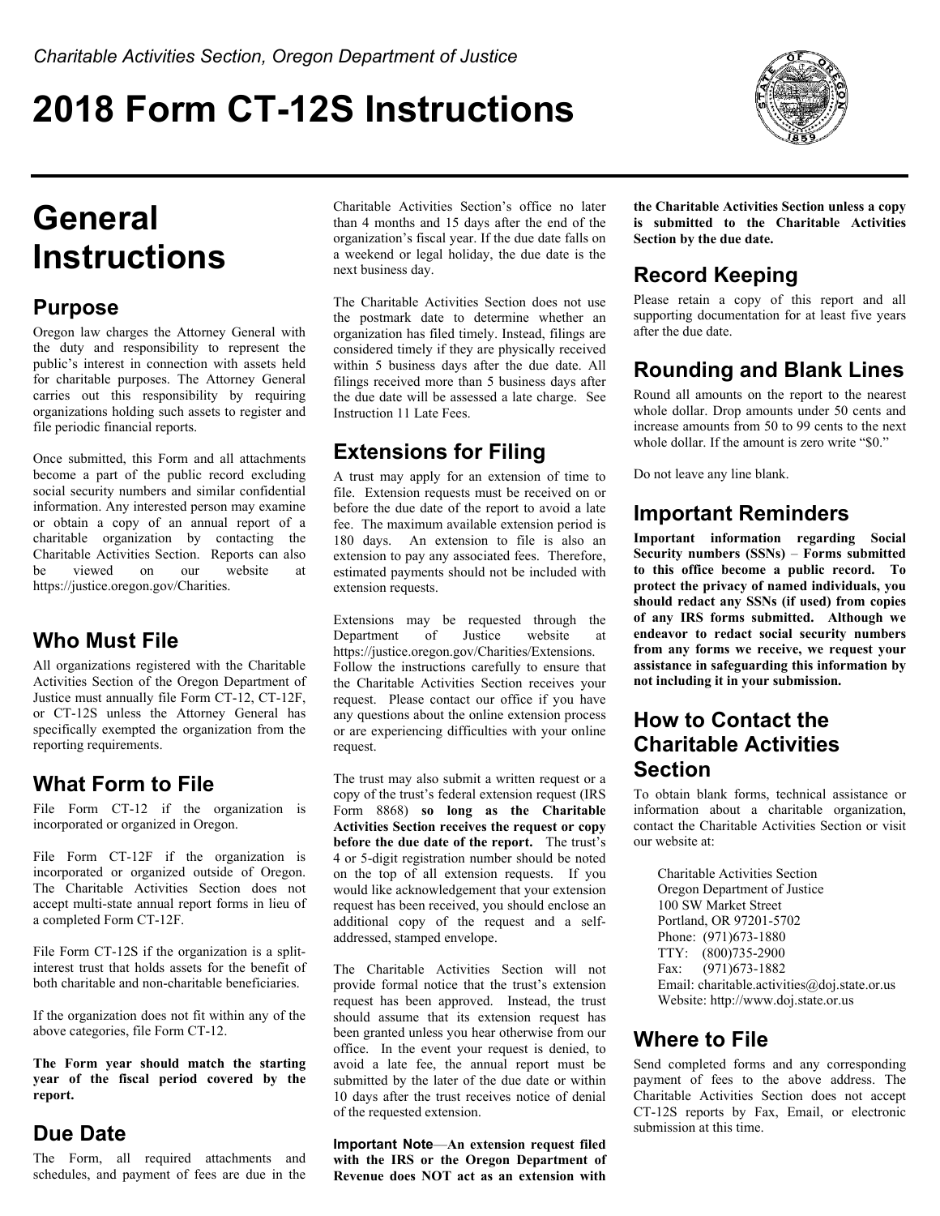Charitable Activities Section, Oregon Department of Justice

# 2018 Form CT-12S Instructions

# General Instructions

## Purpose

Oregon law charges the Attorney General with the duty and responsibility to represent the public's interest in connection with assets held for charitable purposes. The Attorney General carries out this responsibility by requiring organizations holding such assets to register and file periodic financial reports.

Once submitted, this Form and all attachments become a part of the public record excluding social security numbers and similar confidential information. Any interested person may examine or obtain a copy of an annual report of a charitable organization by contacting the Charitable Activities Section. Reports can also be viewed on our website at https://justice.oregon.gov/Charities.

## Who Must File

All organizations registered with the Charitable Activities Section of the Oregon Department of Justice must annually file Form CT-12, CT-12F, or CT-12S unless the Attorney General has specifically exempted the organization from the reporting requirements.

## What Form to File

File Form CT-12 if the organization is incorporated or organized in Oregon.

File Form CT-12F if the organization is incorporated or organized outside of Oregon. The Charitable Activities Section does not accept multi-state annual report forms in lieu of a completed Form CT-12F.

File Form CT-12S if the organization is a split-interest trust that holds assets for the benefit of both charitable and non-charitable beneficiaries.

If the organization does not fit within any of the above categories, file Form CT-12.

**The Form year should match the starting year of the fiscal period covered by the report.**

## Due Date

The Form, all required attachments and schedules, and payment of fees are due in the Charitable Activities Section's office no later than 4 months and 15 days after the end of the organization's fiscal year. If the due date falls on a weekend or legal holiday, the due date is the next business day.

The Charitable Activities Section does not use the postmark date to determine whether an organization has filed timely. Instead, filings are considered timely if they are physically received within 5 business days after the due date. All filings received more than 5 business days after the due date will be assessed a late charge. See Instruction 11 Late Fees.

## Extensions for Filing

A trust may apply for an extension of time to file. Extension requests must be received on or before the due date of the report to avoid a late fee. The maximum available extension period is 180 days. An extension to file is also an extension to pay any associated fees. Therefore, estimated payments should not be included with extension requests.

Extensions may be requested through the Department of Justice website at https://justice.oregon.gov/Charities/Extensions. Follow the instructions carefully to ensure that the Charitable Activities Section receives your request. Please contact our office if you have any questions about the online extension process or are experiencing difficulties with your online request.

The trust may also submit a written request or a copy of the trust's federal extension request (IRS Form 8868) **so long as the Charitable Activities Section receives the request or copy before the due date of the report.** The trust's 4 or 5-digit registration number should be noted on the top of all extension requests. If you would like acknowledgement that your extension request has been received, you should enclose an additional copy of the request and a self-addressed, stamped envelope.

The Charitable Activities Section will not provide formal notice that the trust's extension request has been approved. Instead, the trust should assume that its extension request has been granted unless you hear otherwise from our office. In the event your request is denied, to avoid a late fee, the annual report must be submitted by the later of the due date or within 10 days after the trust receives notice of denial of the requested extension.

**Important Note—An extension request filed with the IRS or the Oregon Department of Revenue does NOT act as an extension with the Charitable Activities Section unless a copy is submitted to the Charitable Activities Section by the due date.**

## Record Keeping

Please retain a copy of this report and all supporting documentation for at least five years after the due date.

## Rounding and Blank Lines

Round all amounts on the report to the nearest whole dollar. Drop amounts under 50 cents and increase amounts from 50 to 99 cents to the next whole dollar. If the amount is zero write "$0."

Do not leave any line blank.

## Important Reminders

**Important information regarding Social Security numbers (SSNs) – Forms submitted to this office become a public record. To protect the privacy of named individuals, you should redact any SSNs (if used) from copies of any IRS forms submitted. Although we endeavor to redact social security numbers from any forms we receive, we request your assistance in safeguarding this information by not including it in your submission.**

## How to Contact the Charitable Activities Section

To obtain blank forms, technical assistance or information about a charitable organization, contact the Charitable Activities Section or visit our website at:

Charitable Activities Section
Oregon Department of Justice
100 SW Market Street
Portland, OR 97201-5702
Phone: (971)673-1880
TTY: (800)735-2900
Fax: (971)673-1882
Email: charitable.activities@doj.state.or.us
Website: http://www.doj.state.or.us

## Where to File

Send completed forms and any corresponding payment of fees to the above address. The Charitable Activities Section does not accept CT-12S reports by Fax, Email, or electronic submission at this time.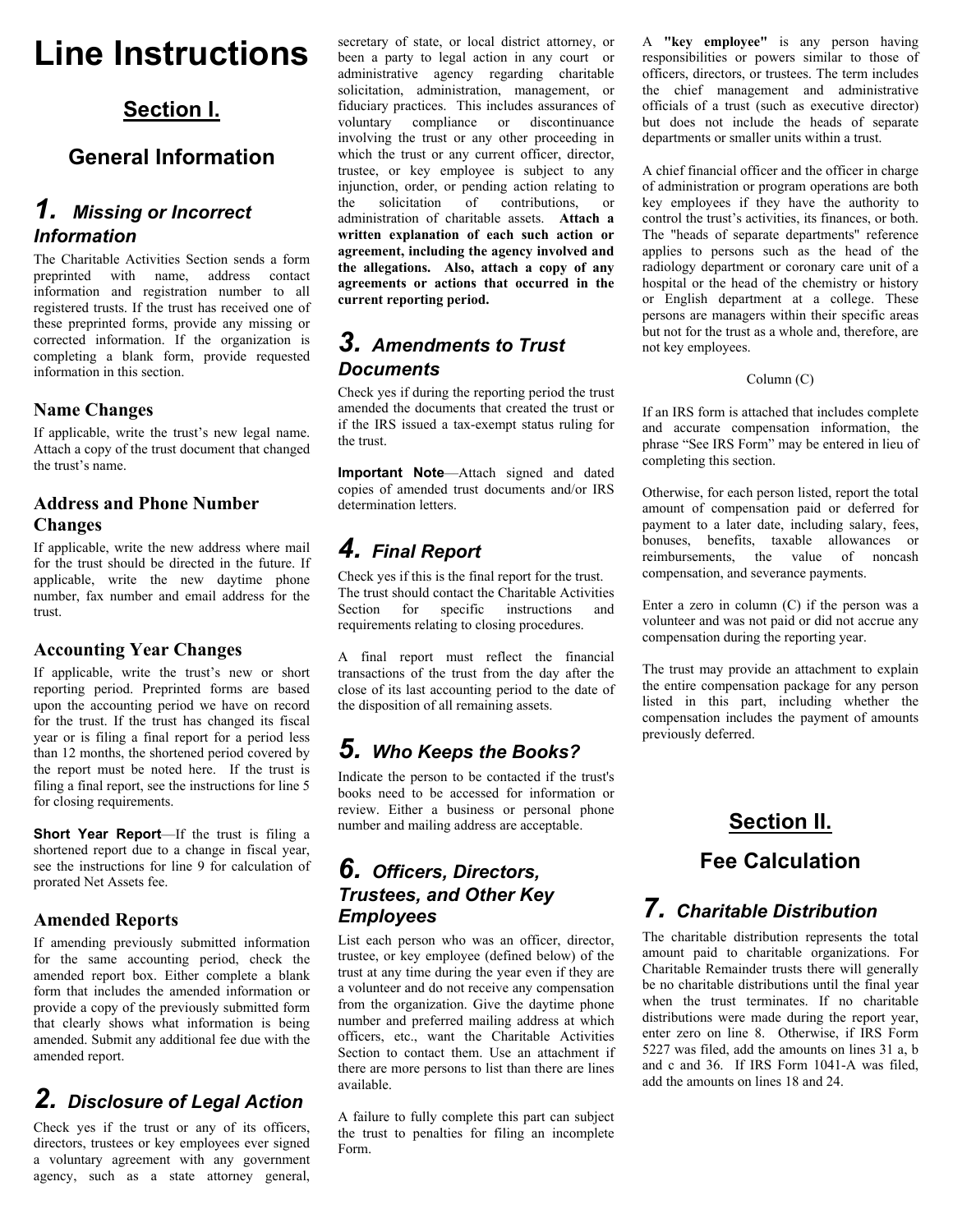# Line Instructions

## Section I.

## General Information

### *1. Missing or Incorrect Information*

The Charitable Activities Section sends a form preprinted with name, address contact information and registration number to all registered trusts. If the trust has received one of these preprinted forms, provide any missing or corrected information. If the organization is completing a blank form, provide requested information in this section.

#### Name Changes

If applicable, write the trust's new legal name. Attach a copy of the trust document that changed the trust's name.

#### Address and Phone Number Changes

If applicable, write the new address where mail for the trust should be directed in the future. If applicable, write the new daytime phone number, fax number and email address for the trust.

#### Accounting Year Changes

If applicable, write the trust's new or short reporting period. Preprinted forms are based upon the accounting period we have on record for the trust. If the trust has changed its fiscal year or is filing a final report for a period less than 12 months, the shortened period covered by the report must be noted here. If the trust is filing a final report, see the instructions for line 5 for closing requirements.

**Short Year Report**—If the trust is filing a shortened report due to a change in fiscal year, see the instructions for line 9 for calculation of prorated Net Assets fee.

#### Amended Reports

If amending previously submitted information for the same accounting period, check the amended report box. Either complete a blank form that includes the amended information or provide a copy of the previously submitted form that clearly shows what information is being amended. Submit any additional fee due with the amended report.

### *2. Disclosure of Legal Action*

Check yes if the trust or any of its officers, directors, trustees or key employees ever signed a voluntary agreement with any government agency, such as a state attorney general, secretary of state, or local district attorney, or been a party to legal action in any court or administrative agency regarding charitable solicitation, administration, management, or fiduciary practices. This includes assurances of voluntary compliance or discontinuance involving the trust or any other proceeding in which the trust or any current officer, director, trustee, or key employee is subject to any injunction, order, or pending action relating to the solicitation of contributions, or administration of charitable assets. **Attach a written explanation of each such action or agreement, including the agency involved and the allegations. Also, attach a copy of any agreements or actions that occurred in the current reporting period.**

### *3. Amendments to Trust Documents*

Check yes if during the reporting period the trust amended the documents that created the trust or if the IRS issued a tax-exempt status ruling for the trust.

**Important Note**—Attach signed and dated copies of amended trust documents and/or IRS determination letters.

### *4. Final Report*

Check yes if this is the final report for the trust. The trust should contact the Charitable Activities Section for specific instructions and requirements relating to closing procedures.

A final report must reflect the financial transactions of the trust from the day after the close of its last accounting period to the date of the disposition of all remaining assets.

### *5. Who Keeps the Books?*

Indicate the person to be contacted if the trust's books need to be accessed for information or review. Either a business or personal phone number and mailing address are acceptable.

### *6. Officers, Directors, Trustees, and Other Key Employees*

List each person who was an officer, director, trustee, or key employee (defined below) of the trust at any time during the year even if they are a volunteer and do not receive any compensation from the organization. Give the daytime phone number and preferred mailing address at which officers, etc., want the Charitable Activities Section to contact them. Use an attachment if there are more persons to list than there are lines available.

A failure to fully complete this part can subject the trust to penalties for filing an incomplete Form.

A **"key employee"** is any person having responsibilities or powers similar to those of officers, directors, or trustees. The term includes the chief management and administrative officials of a trust (such as executive director) but does not include the heads of separate departments or smaller units within a trust.

A chief financial officer and the officer in charge of administration or program operations are both key employees if they have the authority to control the trust's activities, its finances, or both. The "heads of separate departments" reference applies to persons such as the head of the radiology department or coronary care unit of a hospital or the head of the chemistry or history or English department at a college. These persons are managers within their specific areas but not for the trust as a whole and, therefore, are not key employees.

Column (C)

If an IRS form is attached that includes complete and accurate compensation information, the phrase "See IRS Form" may be entered in lieu of completing this section.

Otherwise, for each person listed, report the total amount of compensation paid or deferred for payment to a later date, including salary, fees, bonuses, benefits, taxable allowances or reimbursements, the value of noncash compensation, and severance payments.

Enter a zero in column (C) if the person was a volunteer and was not paid or did not accrue any compensation during the reporting year.

The trust may provide an attachment to explain the entire compensation package for any person listed in this part, including whether the compensation includes the payment of amounts previously deferred.

## Section II.

## Fee Calculation

### *7. Charitable Distribution*

The charitable distribution represents the total amount paid to charitable organizations. For Charitable Remainder trusts there will generally be no charitable distributions until the final year when the trust terminates. If no charitable distributions were made during the report year, enter zero on line 8. Otherwise, if IRS Form 5227 was filed, add the amounts on lines 31 a, b and c and 36. If IRS Form 1041-A was filed, add the amounts on lines 18 and 24.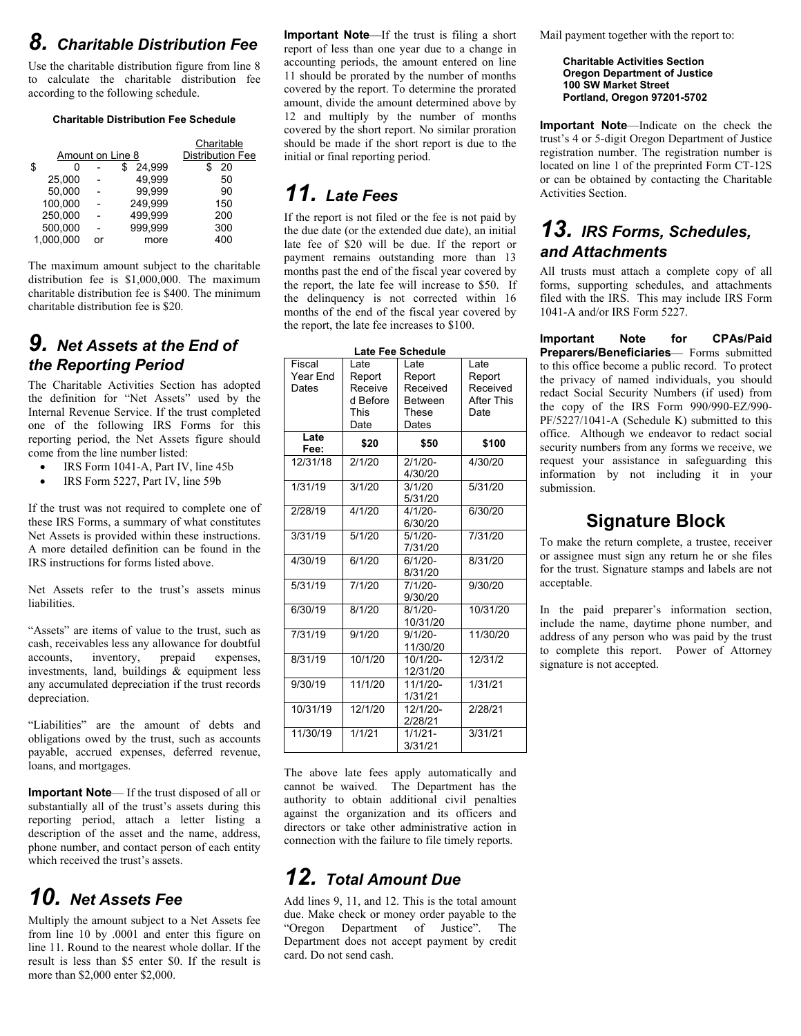## 8. *Charitable Distribution Fee*

Use the charitable distribution figure from line 8 to calculate the charitable distribution fee according to the following schedule.

**Charitable Distribution Fee Schedule**

| Amount on Line 8 | | | Charitable Distribution Fee |
|---|---|---|---|
| $ 0 | - | $ 24,999 | $ 20 |
| 25,000 | - | 49,999 | 50 |
| 50,000 | - | 99,999 | 90 |
| 100,000 | - | 249,999 | 150 |
| 250,000 | - | 499,999 | 200 |
| 500,000 | - | 999,999 | 300 |
| 1,000,000 | or | more | 400 |

The maximum amount subject to the charitable distribution fee is $1,000,000. The maximum charitable distribution fee is $400. The minimum charitable distribution fee is $20.

## 9. *Net Assets at the End of the Reporting Period*

The Charitable Activities Section has adopted the definition for "Net Assets" used by the Internal Revenue Service. If the trust completed one of the following IRS Forms for this reporting period, the Net Assets figure should come from the line number listed:

- IRS Form 1041-A, Part IV, line 45b
- IRS Form 5227, Part IV, line 59b

If the trust was not required to complete one of these IRS Forms, a summary of what constitutes Net Assets is provided within these instructions. A more detailed definition can be found in the IRS instructions for forms listed above.

Net Assets refer to the trust's assets minus liabilities.

"Assets" are items of value to the trust, such as cash, receivables less any allowance for doubtful accounts, inventory, prepaid expenses, investments, land, buildings & equipment less any accumulated depreciation if the trust records depreciation.

"Liabilities" are the amount of debts and obligations owed by the trust, such as accounts payable, accrued expenses, deferred revenue, loans, and mortgages.

**Important Note**— If the trust disposed of all or substantially all of the trust's assets during this reporting period, attach a letter listing a description of the asset and the name, address, phone number, and contact person of each entity which received the trust's assets.

## 10. *Net Assets Fee*

Multiply the amount subject to a Net Assets fee from line 10 by .0001 and enter this figure on line 11. Round to the nearest whole dollar. If the result is less than $5 enter $0. If the result is more than $2,000 enter $2,000.

**Important Note**—If the trust is filing a short report of less than one year due to a change in accounting periods, the amount entered on line 11 should be prorated by the number of months covered by the report. To determine the prorated amount, divide the amount determined above by 12 and multiply by the number of months covered by the short report. No similar proration should be made if the short report is due to the initial or final reporting period.

## 11. *Late Fees*

If the report is not filed or the fee is not paid by the due date (or the extended due date), an initial late fee of $20 will be due. If the report or payment remains outstanding more than 13 months past the end of the fiscal year covered by the report, the late fee will increase to $50. If the delinquency is not corrected within 16 months of the end of the fiscal year covered by the report, the late fee increases to $100.

**Late Fee Schedule**

| Fiscal Year End Dates | Late Report Received Before This Date | Late Report Received Between These Dates | Late Report Received After This Date |
|---|---|---|---|
| **Late Fee:** | **$20** | **$50** | **$100** |
| 12/31/18 | 2/1/20 | 2/1/20-4/30/20 | 4/30/20 |
| 1/31/19 | 3/1/20 | 3/1/20 5/31/20 | 5/31/20 |
| 2/28/19 | 4/1/20 | 4/1/20-6/30/20 | 6/30/20 |
| 3/31/19 | 5/1/20 | 5/1/20-7/31/20 | 7/31/20 |
| 4/30/19 | 6/1/20 | 6/1/20-8/31/20 | 8/31/20 |
| 5/31/19 | 7/1/20 | 7/1/20-9/30/20 | 9/30/20 |
| 6/30/19 | 8/1/20 | 8/1/20-10/31/20 | 10/31/20 |
| 7/31/19 | 9/1/20 | 9/1/20-11/30/20 | 11/30/20 |
| 8/31/19 | 10/1/20 | 10/1/20-12/31/20 | 12/31/2 |
| 9/30/19 | 11/1/20 | 11/1/20-1/31/21 | 1/31/21 |
| 10/31/19 | 12/1/20 | 12/1/20-2/28/21 | 2/28/21 |
| 11/30/19 | 1/1/21 | 1/1/21-3/31/21 | 3/31/21 |

The above late fees apply automatically and cannot be waived. The Department has the authority to obtain additional civil penalties against the organization and its officers and directors or take other administrative action in connection with the failure to file timely reports.

## 12. *Total Amount Due*

Add lines 9, 11, and 12. This is the total amount due. Make check or money order payable to the "Oregon Department of Justice". The Department does not accept payment by credit card. Do not send cash.

Mail payment together with the report to:

**Charitable Activities Section**
**Oregon Department of Justice**
**100 SW Market Street**
**Portland, Oregon 97201-5702**

**Important Note**—Indicate on the check the trust's 4 or 5-digit Oregon Department of Justice registration number. The registration number is located on line 1 of the preprinted Form CT-12S or can be obtained by contacting the Charitable Activities Section.

## 13. *IRS Forms, Schedules, and Attachments*

All trusts must attach a complete copy of all forms, supporting schedules, and attachments filed with the IRS. This may include IRS Form 1041-A and/or IRS Form 5227.

**Important Note for CPAs/Paid Preparers/Beneficiaries**— Forms submitted to this office become a public record. To protect the privacy of named individuals, you should redact Social Security Numbers (if used) from the copy of the IRS Form 990/990-EZ/990-PF/5227/1041-A (Schedule K) submitted to this office. Although we endeavor to redact social security numbers from any forms we receive, we request your assistance in safeguarding this information by not including it in your submission.

## Signature Block

To make the return complete, a trustee, receiver or assignee must sign any return he or she files for the trust. Signature stamps and labels are not acceptable.

In the paid preparer's information section, include the name, daytime phone number, and address of any person who was paid by the trust to complete this report. Power of Attorney signature is not accepted.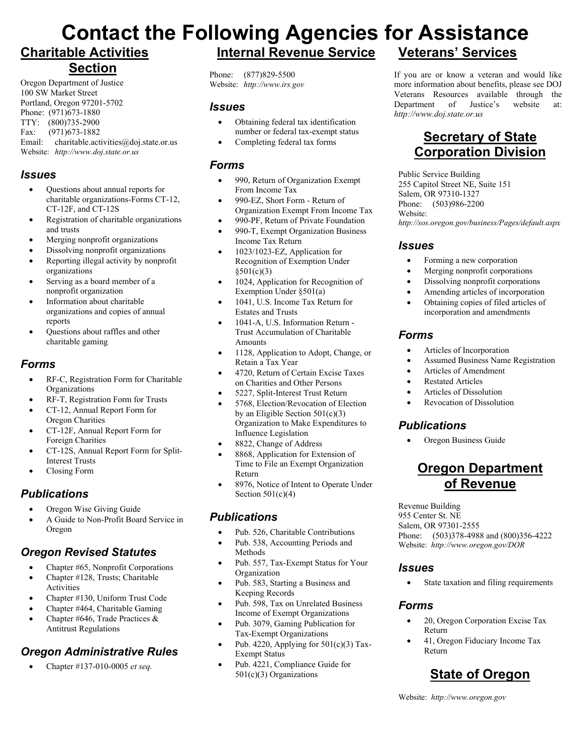# Contact the Following Agencies for Assistance

## Charitable Activities Section

Oregon Department of Justice
100 SW Market Street
Portland, Oregon 97201-5702
Phone: (971)673-1880
TTY: (800)735-2900
Fax: (971)673-1882
Email: charitable.activities@doj.state.or.us
Website: *http://www.doj.state.or.us*

### *Issues*

- Questions about annual reports for charitable organizations-Forms CT-12, CT-12F, and CT-12S
- Registration of charitable organizations and trusts
- Merging nonprofit organizations
- Dissolving nonprofit organizations
- Reporting illegal activity by nonprofit organizations
- Serving as a board member of a nonprofit organization
- Information about charitable organizations and copies of annual reports
- Questions about raffles and other charitable gaming

### *Forms*

- RF-C, Registration Form for Charitable Organizations
- RF-T, Registration Form for Trusts
- CT-12, Annual Report Form for Oregon Charities
- CT-12F, Annual Report Form for Foreign Charities
- CT-12S, Annual Report Form for Split-Interest Trusts
- Closing Form

### *Publications*

- Oregon Wise Giving Guide
- A Guide to Non-Profit Board Service in Oregon

### *Oregon Revised Statutes*

- Chapter #65, Nonprofit Corporations
- Chapter #128, Trusts; Charitable Activities
- Chapter #130, Uniform Trust Code
- Chapter #464, Charitable Gaming
- Chapter #646, Trade Practices & Antitrust Regulations

### *Oregon Administrative Rules*

- Chapter #137-010-0005 *et seq.*

## Internal Revenue Service

Phone: (877)829-5500
Website: *http://www.irs.gov*

### *Issues*

- Obtaining federal tax identification number or federal tax-exempt status
- Completing federal tax forms

### *Forms*

- 990, Return of Organization Exempt From Income Tax
- 990-EZ, Short Form - Return of Organization Exempt From Income Tax
- 990-PF, Return of Private Foundation
- 990-T, Exempt Organization Business Income Tax Return
- 1023/1023-EZ, Application for Recognition of Exemption Under §501(c)(3)
- 1024, Application for Recognition of Exemption Under §501(a)
- 1041, U.S. Income Tax Return for Estates and Trusts
- 1041-A, U.S. Information Return - Trust Accumulation of Charitable Amounts
- 1128, Application to Adopt, Change, or Retain a Tax Year
- 4720, Return of Certain Excise Taxes on Charities and Other Persons
- 5227, Split-Interest Trust Return
- 5768, Election/Revocation of Election by an Eligible Section 501(c)(3) Organization to Make Expenditures to Influence Legislation
- 8822, Change of Address
- 8868, Application for Extension of Time to File an Exempt Organization Return
- 8976, Notice of Intent to Operate Under Section 501(c)(4)

### *Publications*

- Pub. 526, Charitable Contributions
- Pub. 538, Accounting Periods and Methods
- Pub. 557, Tax-Exempt Status for Your Organization
- Pub. 583, Starting a Business and Keeping Records
- Pub. 598, Tax on Unrelated Business Income of Exempt Organizations
- Pub. 3079, Gaming Publication for Tax-Exempt Organizations
- Pub. 4220, Applying for 501(c)(3) Tax-Exempt Status
- Pub. 4221, Compliance Guide for 501(c)(3) Organizations

## Veterans' Services

If you are or know a veteran and would like more information about benefits, please see DOJ Veterans Resources available through the Department of Justice's website at: *http://www.doj.state.or.us*

## Secretary of State Corporation Division

Public Service Building
255 Capitol Street NE, Suite 151
Salem, OR 97310-1327
Phone: (503)986-2200
Website:
*http://sos.oregon.gov/business/Pages/default.aspx*

### *Issues*

- Forming a new corporation
- Merging nonprofit corporations
- Dissolving nonprofit corporations
- Amending articles of incorporation
- Obtaining copies of filed articles of incorporation and amendments

### *Forms*

- Articles of Incorporation
- Assumed Business Name Registration
- Articles of Amendment
- Restated Articles
- Articles of Dissolution
- Revocation of Dissolution

### *Publications*

- Oregon Business Guide

## Oregon Department of Revenue

Revenue Building
955 Center St. NE
Salem, OR 97301-2555
Phone: (503)378-4988 and (800)356-4222
Website: *http://www.oregon.gov/DOR*

### *Issues*

- State taxation and filing requirements

### *Forms*

- 20, Oregon Corporation Excise Tax Return
- 41, Oregon Fiduciary Income Tax Return

## State of Oregon

Website: *http://www.oregon.gov*